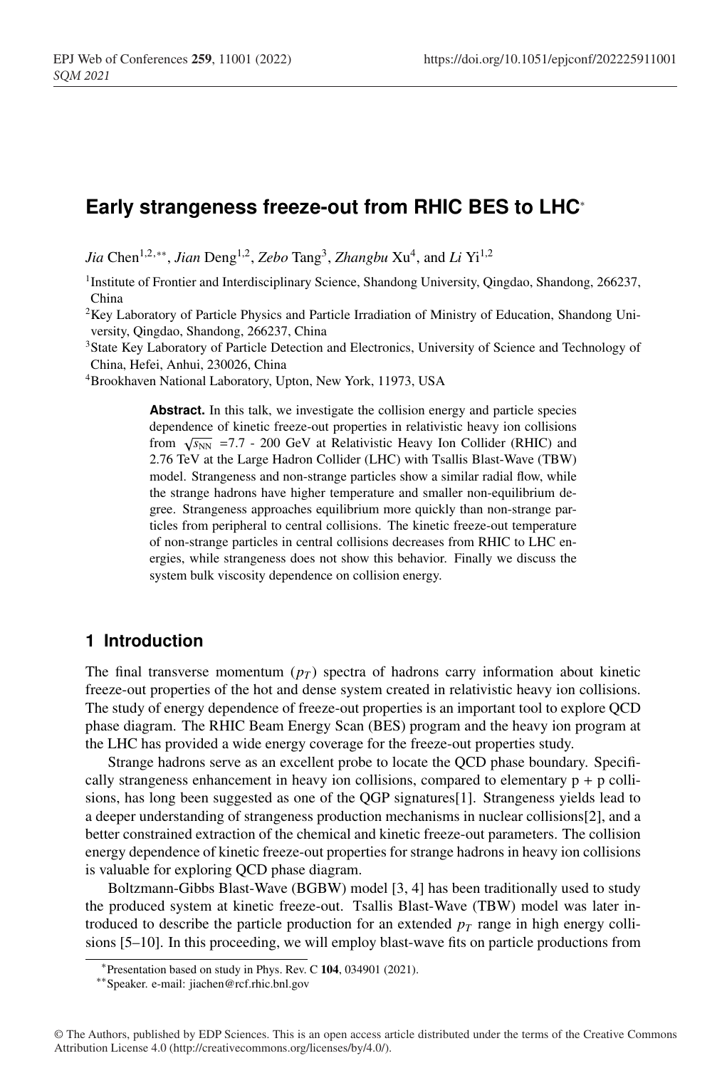# Early strangeness freeze-out from RHIC BES to LHC*

*Jia* Chen[1,2,**], *Jian* Deng[1,2], *Zebo* Tang[3], *Zhangbu* Xu[4], and *Li* Yi[1,2]

[1]Institute of Frontier and Interdisciplinary Science, Shandong University, Qingdao, Shandong, 266237, China

[2]Key Laboratory of Particle Physics and Particle Irradiation of Ministry of Education, Shandong University, Qingdao, Shandong, 266237, China

[3]State Key Laboratory of Particle Detection and Electronics, University of Science and Technology of China, Hefei, Anhui, 230026, China

[4]Brookhaven National Laboratory, Upton, New York, 11973, USA

**Abstract.** In this talk, we investigate the collision energy and particle species dependence of kinetic freeze-out properties in relativistic heavy ion collisions from $\sqrt{s_{\rm NN}}$ =7.7 - 200 GeV at Relativistic Heavy Ion Collider (RHIC) and 2.76 TeV at the Large Hadron Collider (LHC) with Tsallis Blast-Wave (TBW) model. Strangeness and non-strange particles show a similar radial flow, while the strange hadrons have higher temperature and smaller non-equilibrium degree. Strangeness approaches equilibrium more quickly than non-strange particles from peripheral to central collisions. The kinetic freeze-out temperature of non-strange particles in central collisions decreases from RHIC to LHC energies, while strangeness does not show this behavior. Finally we discuss the system bulk viscosity dependence on collision energy.

## 1 Introduction

The final transverse momentum ($p_T$) spectra of hadrons carry information about kinetic freeze-out properties of the hot and dense system created in relativistic heavy ion collisions. The study of energy dependence of freeze-out properties is an important tool to explore QCD phase diagram. The RHIC Beam Energy Scan (BES) program and the heavy ion program at the LHC has provided a wide energy coverage for the freeze-out properties study.

Strange hadrons serve as an excellent probe to locate the QCD phase boundary. Specifically strangeness enhancement in heavy ion collisions, compared to elementary p + p collisions, has long been suggested as one of the QGP signatures[1]. Strangeness yields lead to a deeper understanding of strangeness production mechanisms in nuclear collisions[2], and a better constrained extraction of the chemical and kinetic freeze-out parameters. The collision energy dependence of kinetic freeze-out properties for strange hadrons in heavy ion collisions is valuable for exploring QCD phase diagram.

Boltzmann-Gibbs Blast-Wave (BGBW) model [3, 4] has been traditionally used to study the produced system at kinetic freeze-out. Tsallis Blast-Wave (TBW) model was later introduced to describe the particle production for an extended $p_T$ range in high energy collisions [5–10]. In this proceeding, we will employ blast-wave fits on particle productions from

*Presentation based on study in Phys. Rev. C **104**, 034901 (2021).

**Speaker. e-mail: jiachen@rcf.rhic.bnl.gov

© The Authors, published by EDP Sciences. This is an open access article distributed under the terms of the Creative Commons Attribution License 4.0 (http://creativecommons.org/licenses/by/4.0/).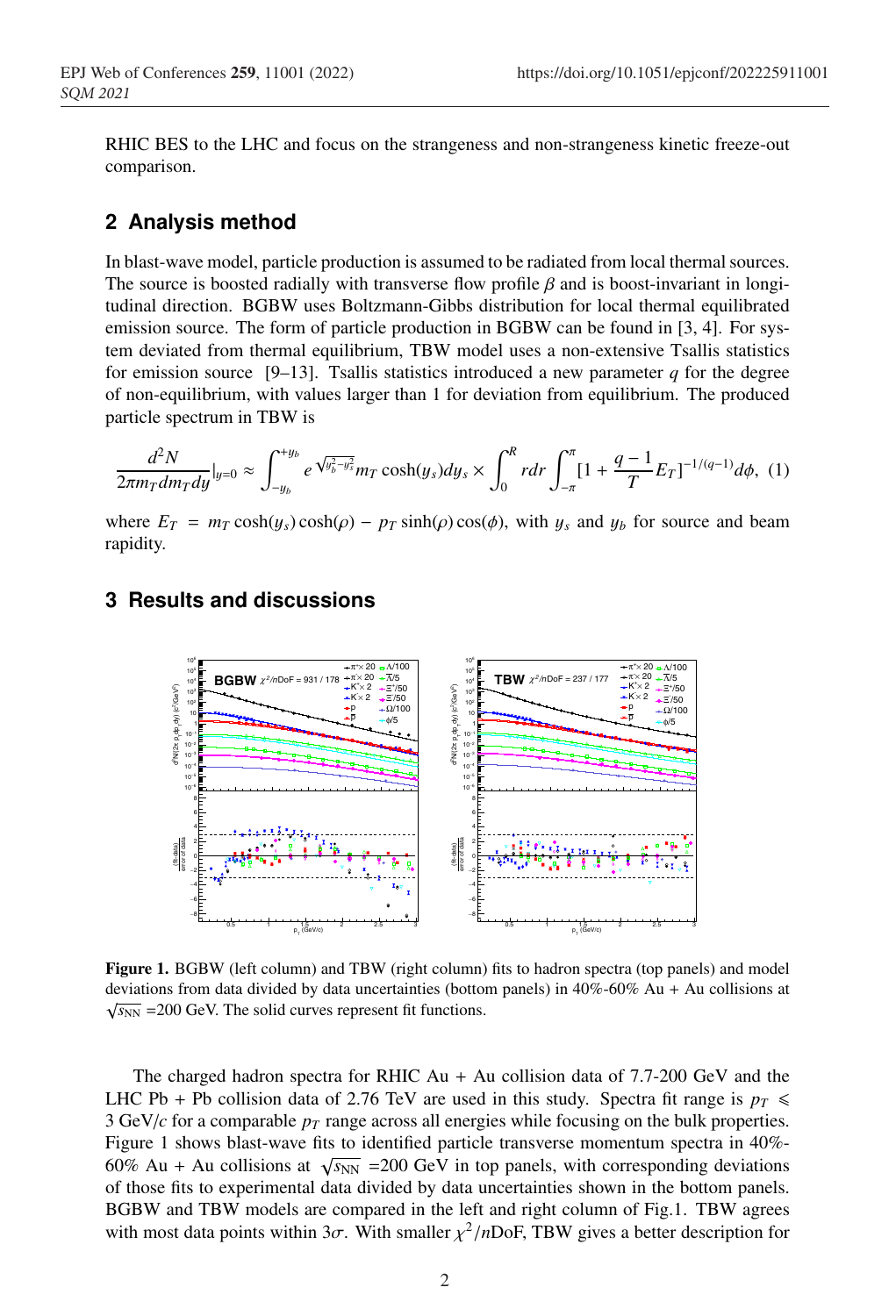RHIC BES to the LHC and focus on the strangeness and non-strangeness kinetic freeze-out comparison.

## 2 Analysis method

In blast-wave model, particle production is assumed to be radiated from local thermal sources. The source is boosted radially with transverse flow profile $\beta$ and is boost-invariant in longitudinal direction. BGBW uses Boltzmann-Gibbs distribution for local thermal equilibrated emission source. The form of particle production in BGBW can be found in [3, 4]. For system deviated from thermal equilibrium, TBW model uses a non-extensive Tsallis statistics for emission source [9–13]. Tsallis statistics introduced a new parameter $q$ for the degree of non-equilibrium, with values larger than 1 for deviation from equilibrium. The produced particle spectrum in TBW is

$$\frac{d^2N}{2\pi m_T dm_T dy}|_{y=0} \approx \int_{-y_b}^{+y_b} e^{\sqrt{y_b^2-y_s^2}} m_T \cosh(y_s) dy_s \times \int_0^R r dr \int_{-\pi}^{\pi} [1 + \frac{q-1}{T} E_T]^{-1/(q-1)} d\phi, \quad (1)$$

where $E_T = m_T \cosh(y_s)\cosh(\rho) - p_T \sinh(\rho)\cos(\phi)$, with $y_s$ and $y_b$ for source and beam rapidity.

## 3 Results and discussions

**Figure 1.** BGBW (left column) and TBW (right column) fits to hadron spectra (top panels) and model deviations from data divided by data uncertainties (bottom panels) in 40%-60% Au + Au collisions at $\sqrt{s_{\mathrm{NN}}}$ =200 GeV. The solid curves represent fit functions.

The charged hadron spectra for RHIC Au + Au collision data of 7.7-200 GeV and the LHC Pb + Pb collision data of 2.76 TeV are used in this study. Spectra fit range is $p_T \leqslant 3$ GeV/$c$ for a comparable $p_T$ range across all energies while focusing on the bulk properties. Figure 1 shows blast-wave fits to identified particle transverse momentum spectra in 40%-60% Au + Au collisions at $\sqrt{s_{\mathrm{NN}}}$ =200 GeV in top panels, with corresponding deviations of those fits to experimental data divided by data uncertainties shown in the bottom panels. BGBW and TBW models are compared in the left and right column of Fig.1. TBW agrees with most data points within $3\sigma$. With smaller $\chi^2/n$DoF, TBW gives a better description for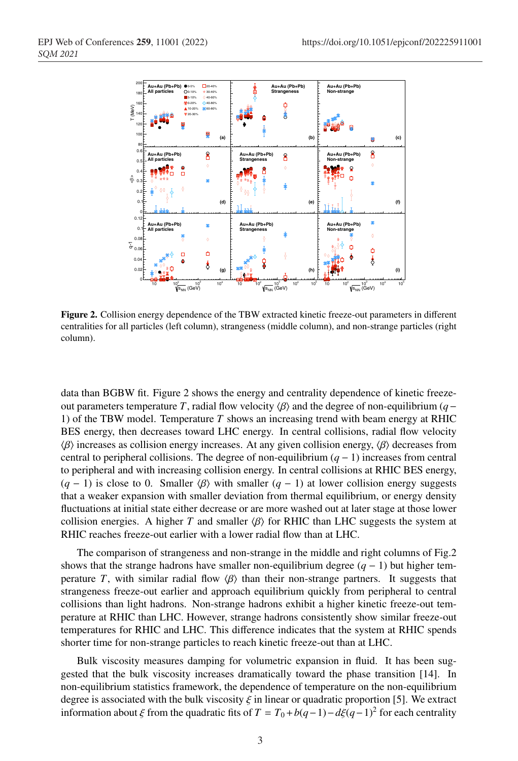**Figure 2.** Collision energy dependence of the TBW extracted kinetic freeze-out parameters in different centralities for all particles (left column), strangeness (middle column), and non-strange particles (right column).

data than BGBW fit. Figure 2 shows the energy and centrality dependence of kinetic freeze-out parameters temperature $T$, radial flow velocity $\langle\beta\rangle$ and the degree of non-equilibrium $(q-1)$ of the TBW model. Temperature $T$ shows an increasing trend with beam energy at RHIC BES energy, then decreases toward LHC energy. In central collisions, radial flow velocity $\langle\beta\rangle$ increases as collision energy increases. At any given collision energy, $\langle\beta\rangle$ decreases from central to peripheral collisions. The degree of non-equilibrium $(q-1)$ increases from central to peripheral and with increasing collision energy. In central collisions at RHIC BES energy, $(q-1)$ is close to 0. Smaller $\langle\beta\rangle$ with smaller $(q-1)$ at lower collision energy suggests that a weaker expansion with smaller deviation from thermal equilibrium, or energy density fluctuations at initial state either decrease or are more washed out at later stage at those lower collision energies. A higher $T$ and smaller $\langle\beta\rangle$ for RHIC than LHC suggests the system at RHIC reaches freeze-out earlier with a lower radial flow than at LHC.

The comparison of strangeness and non-strange in the middle and right columns of Fig.2 shows that the strange hadrons have smaller non-equilibrium degree $(q-1)$ but higher temperature $T$, with similar radial flow $\langle\beta\rangle$ than their non-strange partners. It suggests that strangeness freeze-out earlier and approach equilibrium quickly from peripheral to central collisions than light hadrons. Non-strange hadrons exhibit a higher kinetic freeze-out temperature at RHIC than LHC. However, strange hadrons consistently show similar freeze-out temperatures for RHIC and LHC. This difference indicates that the system at RHIC spends shorter time for non-strange particles to reach kinetic freeze-out than at LHC.

Bulk viscosity measures damping for volumetric expansion in fluid. It has been suggested that the bulk viscosity increases dramatically toward the phase transition [14]. In non-equilibrium statistics framework, the dependence of temperature on the non-equilibrium degree is associated with the bulk viscosity $\xi$ in linear or quadratic proportion [5]. We extract information about $\xi$ from the quadratic fits of $T = T_0 + b(q-1) - d\xi(q-1)^2$ for each centrality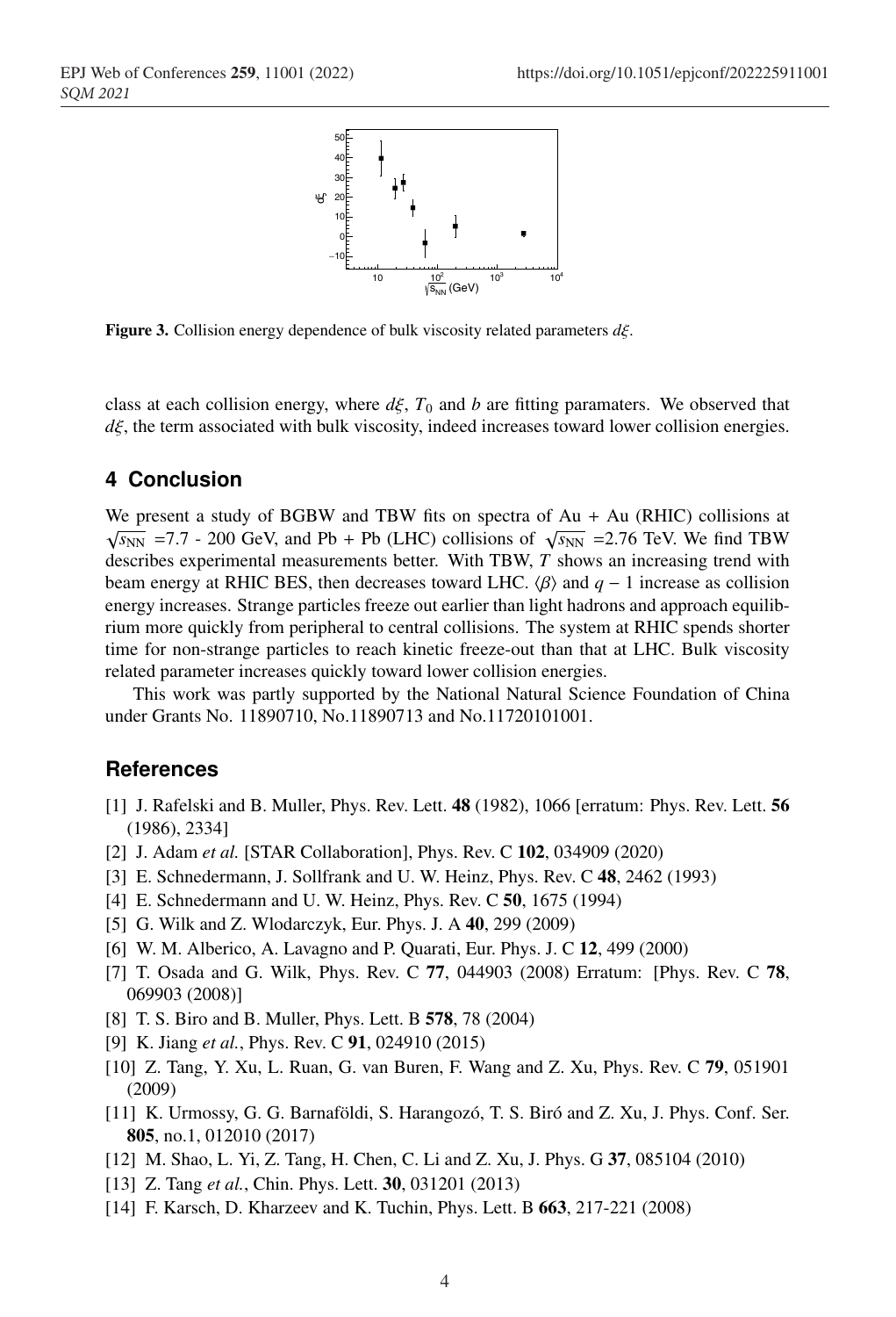50
40
30
20
10
0
−10
$d\xi$
10
$10^2$
$10^3$
$10^4$
$\sqrt{s_{NN}}$ (GeV)

**Figure 3.** Collision energy dependence of bulk viscosity related parameters $d\xi$.

class at each collision energy, where $d\xi$, $T_0$ and $b$ are fitting paramaters. We observed that $d\xi$, the term associated with bulk viscosity, indeed increases toward lower collision energies.

## 4 Conclusion

We present a study of BGBW and TBW fits on spectra of Au + Au (RHIC) collisions at $\sqrt{s_{NN}}$ =7.7 - 200 GeV, and Pb + Pb (LHC) collisions of $\sqrt{s_{NN}}$ =2.76 TeV. We find TBW describes experimental measurements better. With TBW, $T$ shows an increasing trend with beam energy at RHIC BES, then decreases toward LHC. $\langle\beta\rangle$ and $q - 1$ increase as collision energy increases. Strange particles freeze out earlier than light hadrons and approach equilibrium more quickly from peripheral to central collisions. The system at RHIC spends shorter time for non-strange particles to reach kinetic freeze-out than that at LHC. Bulk viscosity related parameter increases quickly toward lower collision energies.

This work was partly supported by the National Natural Science Foundation of China under Grants No. 11890710, No.11890713 and No.11720101001.

## References

[1] J. Rafelski and B. Muller, Phys. Rev. Lett. **48** (1982), 1066 [erratum: Phys. Rev. Lett. **56** (1986), 2334]

[2] J. Adam *et al.* [STAR Collaboration], Phys. Rev. C **102**, 034909 (2020)

[3] E. Schnedermann, J. Sollfrank and U. W. Heinz, Phys. Rev. C **48**, 2462 (1993)

[4] E. Schnedermann and U. W. Heinz, Phys. Rev. C **50**, 1675 (1994)

[5] G. Wilk and Z. Wlodarczyk, Eur. Phys. J. A **40**, 299 (2009)

[6] W. M. Alberico, A. Lavagno and P. Quarati, Eur. Phys. J. C **12**, 499 (2000)

[7] T. Osada and G. Wilk, Phys. Rev. C **77**, 044903 (2008) Erratum: [Phys. Rev. C **78**, 069903 (2008)]

[8] T. S. Biro and B. Muller, Phys. Lett. B **578**, 78 (2004)

[9] K. Jiang *et al.*, Phys. Rev. C **91**, 024910 (2015)

[10] Z. Tang, Y. Xu, L. Ruan, G. van Buren, F. Wang and Z. Xu, Phys. Rev. C **79**, 051901 (2009)

[11] K. Urmossy, G. G. Barnaföldi, S. Harangozó, T. S. Biró and Z. Xu, J. Phys. Conf. Ser. **805**, no.1, 012010 (2017)

[12] M. Shao, L. Yi, Z. Tang, H. Chen, C. Li and Z. Xu, J. Phys. G **37**, 085104 (2010)

[13] Z. Tang *et al.*, Chin. Phys. Lett. **30**, 031201 (2013)

[14] F. Karsch, D. Kharzeev and K. Tuchin, Phys. Lett. B **663**, 217-221 (2008)